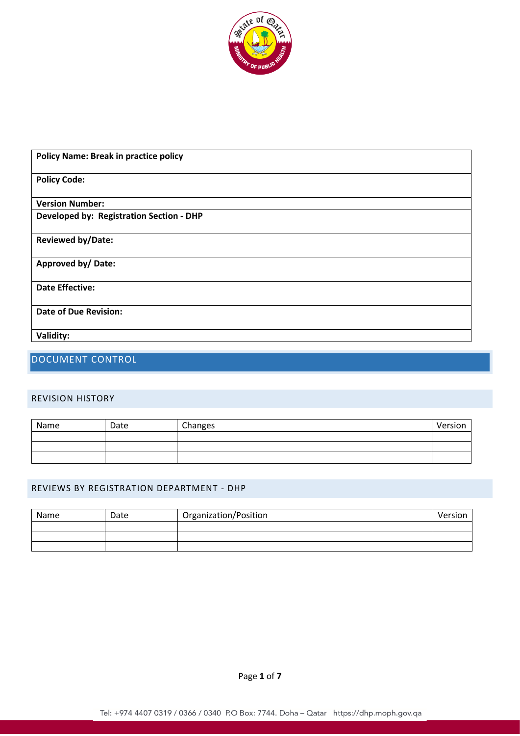| Policy Name: Break in practice policy |
|---|
| **Policy Code:** |
| **Version Number:** |
| **Developed by: Registration Section - DHP** |
| **Reviewed by/Date:** |
| **Approved by/ Date:** |
| **Date Effective:** |
| **Date of Due Revision:** |
| **Validity:** |

# DOCUMENT CONTROL

## REVISION HISTORY

| Name | Date | Changes | Version |
|---|---|---|---|
| | | | |
| | | | |
| | | | |

## REVIEWS BY REGISTRATION DEPARTMENT - DHP

| Name | Date | Organization/Position | Version |
|---|---|---|---|
| | | | |
| | | | |
| | | | |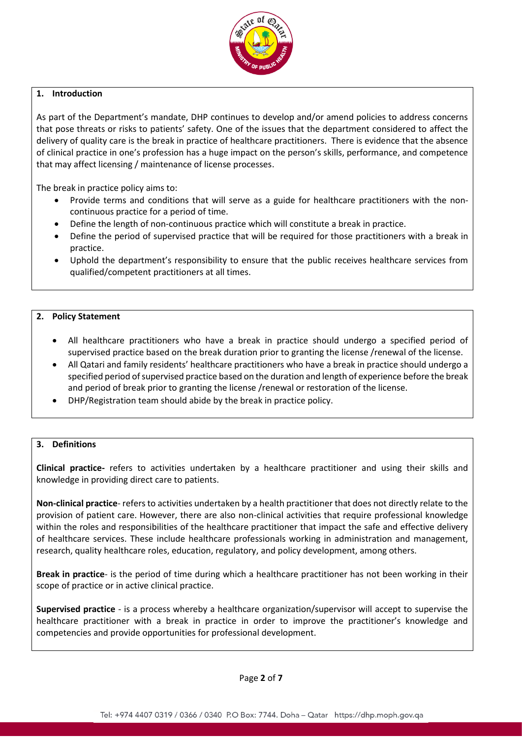## 1. Introduction

As part of the Department's mandate, DHP continues to develop and/or amend policies to address concerns that pose threats or risks to patients' safety. One of the issues that the department considered to affect the delivery of quality care is the break in practice of healthcare practitioners. There is evidence that the absence of clinical practice in one's profession has a huge impact on the person's skills, performance, and competence that may affect licensing / maintenance of license processes.

The break in practice policy aims to:

- Provide terms and conditions that will serve as a guide for healthcare practitioners with the non-continuous practice for a period of time.
- Define the length of non-continuous practice which will constitute a break in practice.
- Define the period of supervised practice that will be required for those practitioners with a break in practice.
- Uphold the department's responsibility to ensure that the public receives healthcare services from qualified/competent practitioners at all times.

## 2. Policy Statement

- All healthcare practitioners who have a break in practice should undergo a specified period of supervised practice based on the break duration prior to granting the license /renewal of the license.
- All Qatari and family residents' healthcare practitioners who have a break in practice should undergo a specified period of supervised practice based on the duration and length of experience before the break and period of break prior to granting the license /renewal or restoration of the license.
- DHP/Registration team should abide by the break in practice policy.

## 3. Definitions

**Clinical practice-** refers to activities undertaken by a healthcare practitioner and using their skills and knowledge in providing direct care to patients.

**Non-clinical practice**- refers to activities undertaken by a health practitioner that does not directly relate to the provision of patient care. However, there are also non-clinical activities that require professional knowledge within the roles and responsibilities of the healthcare practitioner that impact the safe and effective delivery of healthcare services. These include healthcare professionals working in administration and management, research, quality healthcare roles, education, regulatory, and policy development, among others.

**Break in practice**- is the period of time during which a healthcare practitioner has not been working in their scope of practice or in active clinical practice.

**Supervised practice** - is a process whereby a healthcare organization/supervisor will accept to supervise the healthcare practitioner with a break in practice in order to improve the practitioner's knowledge and competencies and provide opportunities for professional development.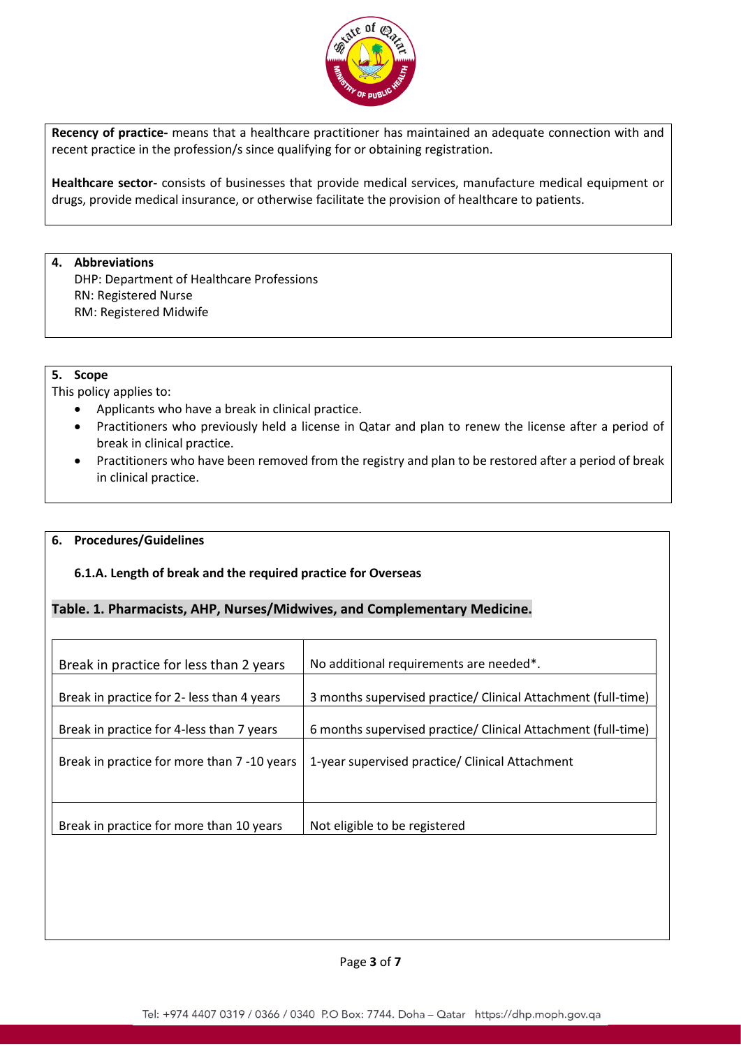**Recency of practice-** means that a healthcare practitioner has maintained an adequate connection with and recent practice in the profession/s since qualifying for or obtaining registration.

**Healthcare sector-** consists of businesses that provide medical services, manufacture medical equipment or drugs, provide medical insurance, or otherwise facilitate the provision of healthcare to patients.

## 4. Abbreviations

DHP: Department of Healthcare Professions
RN: Registered Nurse
RM: Registered Midwife

## 5. Scope

This policy applies to:

- Applicants who have a break in clinical practice.
- Practitioners who previously held a license in Qatar and plan to renew the license after a period of break in clinical practice.
- Practitioners who have been removed from the registry and plan to be restored after a period of break in clinical practice.

## 6. Procedures/Guidelines

### 6.1.A. Length of break and the required practice for Overseas

**Table. 1. Pharmacists, AHP, Nurses/Midwives, and Complementary Medicine.**

| Break in practice for less than 2 years | No additional requirements are needed*. |
|---|---|
| Break in practice for 2- less than 4 years | 3 months supervised practice/ Clinical Attachment (full-time) |
| Break in practice for 4-less than 7 years | 6 months supervised practice/ Clinical Attachment (full-time) |
| Break in practice for more than 7 -10 years | 1-year supervised practice/ Clinical Attachment |
| Break in practice for more than 10 years | Not eligible to be registered |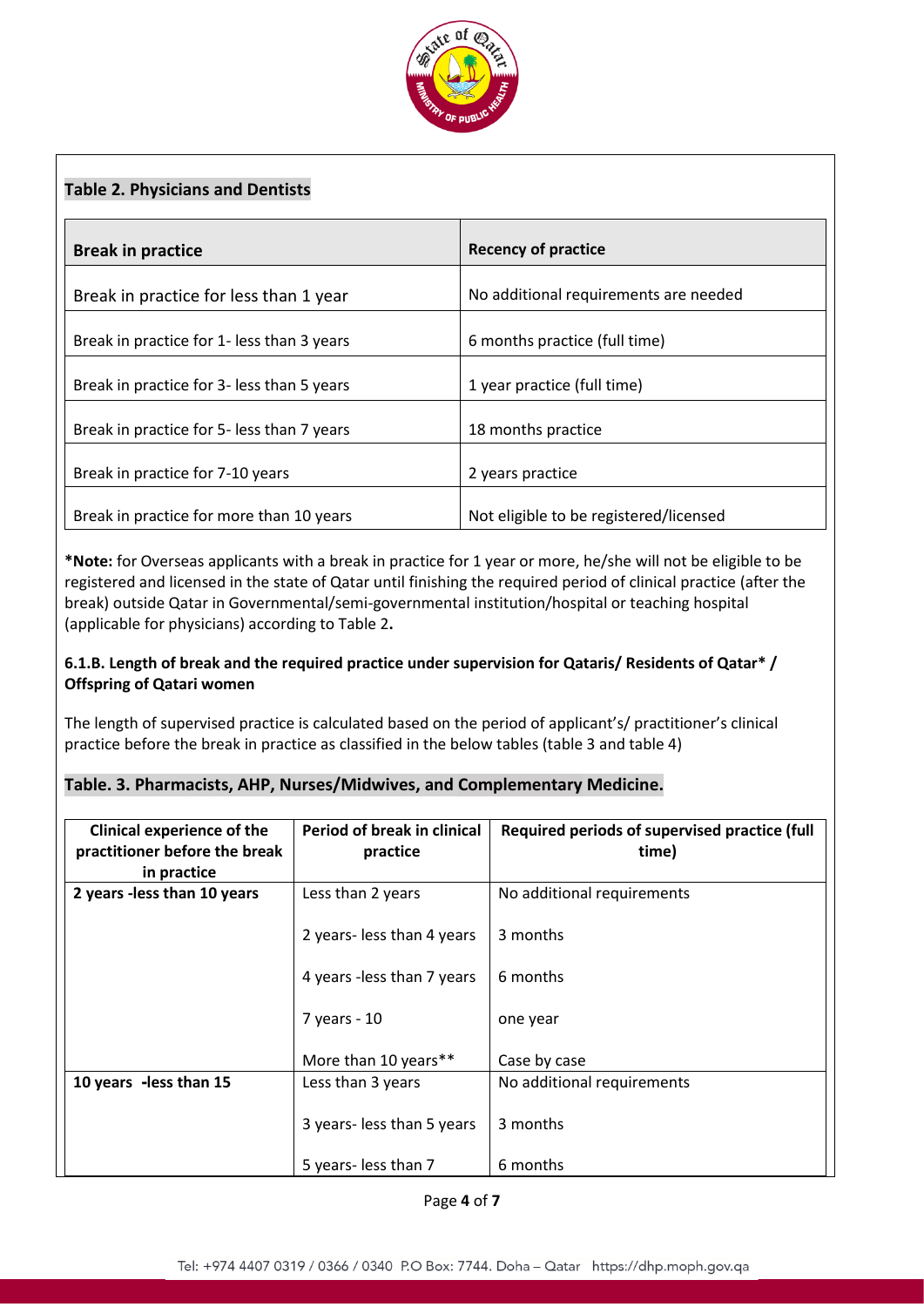**Table 2. Physicians and Dentists**

| Break in practice | Recency of practice |
|---|---|
| Break in practice for less than 1 year | No additional requirements are needed |
| Break in practice for 1- less than 3 years | 6 months practice (full time) |
| Break in practice for 3- less than 5 years | 1 year practice (full time) |
| Break in practice for 5- less than 7 years | 18 months practice |
| Break in practice for 7-10 years | 2 years practice |
| Break in practice for more than 10 years | Not eligible to be registered/licensed |

***Note:** for Overseas applicants with a break in practice for 1 year or more, he/she will not be eligible to be registered and licensed in the state of Qatar until finishing the required period of clinical practice (after the break) outside Qatar in Governmental/semi-governmental institution/hospital or teaching hospital (applicable for physicians) according to Table 2**.**

**6.1.B. Length of break and the required practice under supervision for Qataris/ Residents of Qatar* / Offspring of Qatari women**

The length of supervised practice is calculated based on the period of applicant's/ practitioner's clinical practice before the break in practice as classified in the below tables (table 3 and table 4)

**Table. 3. Pharmacists, AHP, Nurses/Midwives, and Complementary Medicine.**

| Clinical experience of the practitioner before the break in practice | Period of break in clinical practice | Required periods of supervised practice (full time) |
|---|---|---|
| **2 years -less than 10 years** | Less than 2 years | No additional requirements |
| | 2 years- less than 4 years | 3 months |
| | 4 years -less than 7 years | 6 months |
| | 7 years - 10 | one year |
| | More than 10 years** | Case by case |
| **10 years -less than 15** | Less than 3 years | No additional requirements |
| | 3 years- less than 5 years | 3 months |
| | 5 years- less than 7 | 6 months |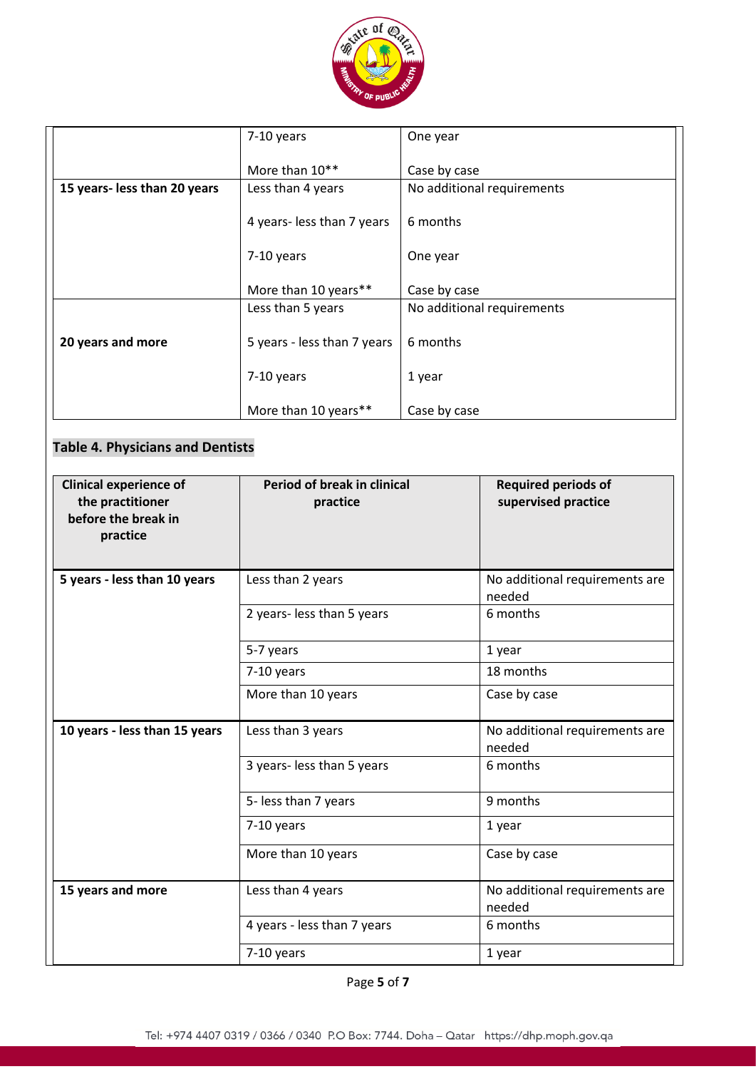| | | |
|---|---|---|
| | 7-10 years | One year |
| | More than 10** | Case by case |
| **15 years- less than 20 years** | Less than 4 years | No additional requirements |
| | 4 years- less than 7 years | 6 months |
| | 7-10 years | One year |
| | More than 10 years** | Case by case |
| **20 years and more** | Less than 5 years | No additional requirements |
| | 5 years - less than 7 years | 6 months |
| | 7-10 years | 1 year |
| | More than 10 years** | Case by case |

**Table 4. Physicians and Dentists**

| Clinical experience of the practitioner before the break in practice | Period of break in clinical practice | Required periods of supervised practice |
|---|---|---|
| **5 years - less than 10 years** | Less than 2 years | No additional requirements are needed |
| | 2 years- less than 5 years | 6 months |
| | 5-7 years | 1 year |
| | 7-10 years | 18 months |
| | More than 10 years | Case by case |
| **10 years - less than 15 years** | Less than 3 years | No additional requirements are needed |
| | 3 years- less than 5 years | 6 months |
| | 5- less than 7 years | 9 months |
| | 7-10 years | 1 year |
| | More than 10 years | Case by case |
| **15 years and more** | Less than 4 years | No additional requirements are needed |
| | 4 years - less than 7 years | 6 months |
| | 7-10 years | 1 year |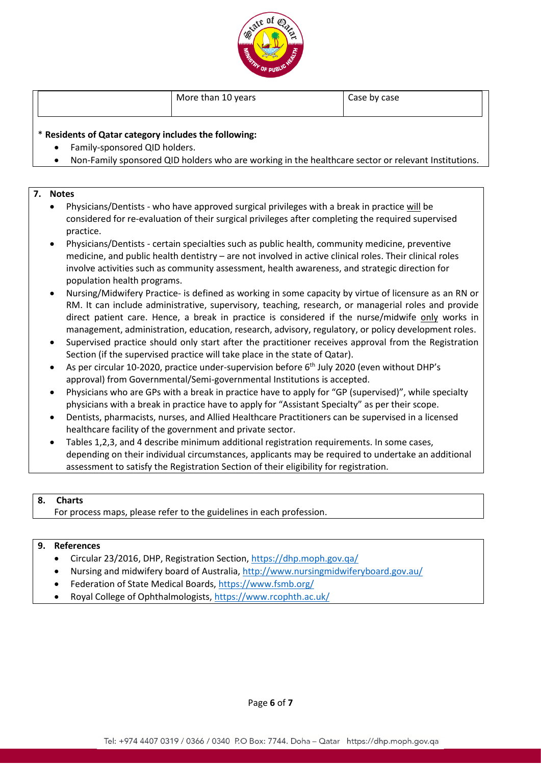| | More than 10 years | Case by case |
|---|---|---|

\* **Residents of Qatar category includes the following:**

- Family-sponsored QID holders.
- Non-Family sponsored QID holders who are working in the healthcare sector or relevant Institutions.

## 7. Notes

- Physicians/Dentists - who have approved surgical privileges with a break in practice <u>will</u> be considered for re-evaluation of their surgical privileges after completing the required supervised practice.
- Physicians/Dentists - certain specialties such as public health, community medicine, preventive medicine, and public health dentistry – are not involved in active clinical roles. Their clinical roles involve activities such as community assessment, health awareness, and strategic direction for population health programs.
- Nursing/Midwifery Practice- is defined as working in some capacity by virtue of licensure as an RN or RM. It can include administrative, supervisory, teaching, research, or managerial roles and provide direct patient care. Hence, a break in practice is considered if the nurse/midwife <u>only</u> works in management, administration, education, research, advisory, regulatory, or policy development roles.
- Supervised practice should only start after the practitioner receives approval from the Registration Section (if the supervised practice will take place in the state of Qatar).
- As per circular 10-2020, practice under-supervision before 6th July 2020 (even without DHP's approval) from Governmental/Semi-governmental Institutions is accepted.
- Physicians who are GPs with a break in practice have to apply for "GP (supervised)", while specialty physicians with a break in practice have to apply for "Assistant Specialty" as per their scope.
- Dentists, pharmacists, nurses, and Allied Healthcare Practitioners can be supervised in a licensed healthcare facility of the government and private sector.
- Tables 1,2,3, and 4 describe minimum additional registration requirements. In some cases, depending on their individual circumstances, applicants may be required to undertake an additional assessment to satisfy the Registration Section of their eligibility for registration.

## 8. Charts

For process maps, please refer to the guidelines in each profession.

## 9. References

- Circular 23/2016, DHP, Registration Section, https://dhp.moph.gov.qa/
- Nursing and midwifery board of Australia, http://www.nursingmidwiferyboard.gov.au/
- Federation of State Medical Boards, https://www.fsmb.org/
- Royal College of Ophthalmologists, https://www.rcophth.ac.uk/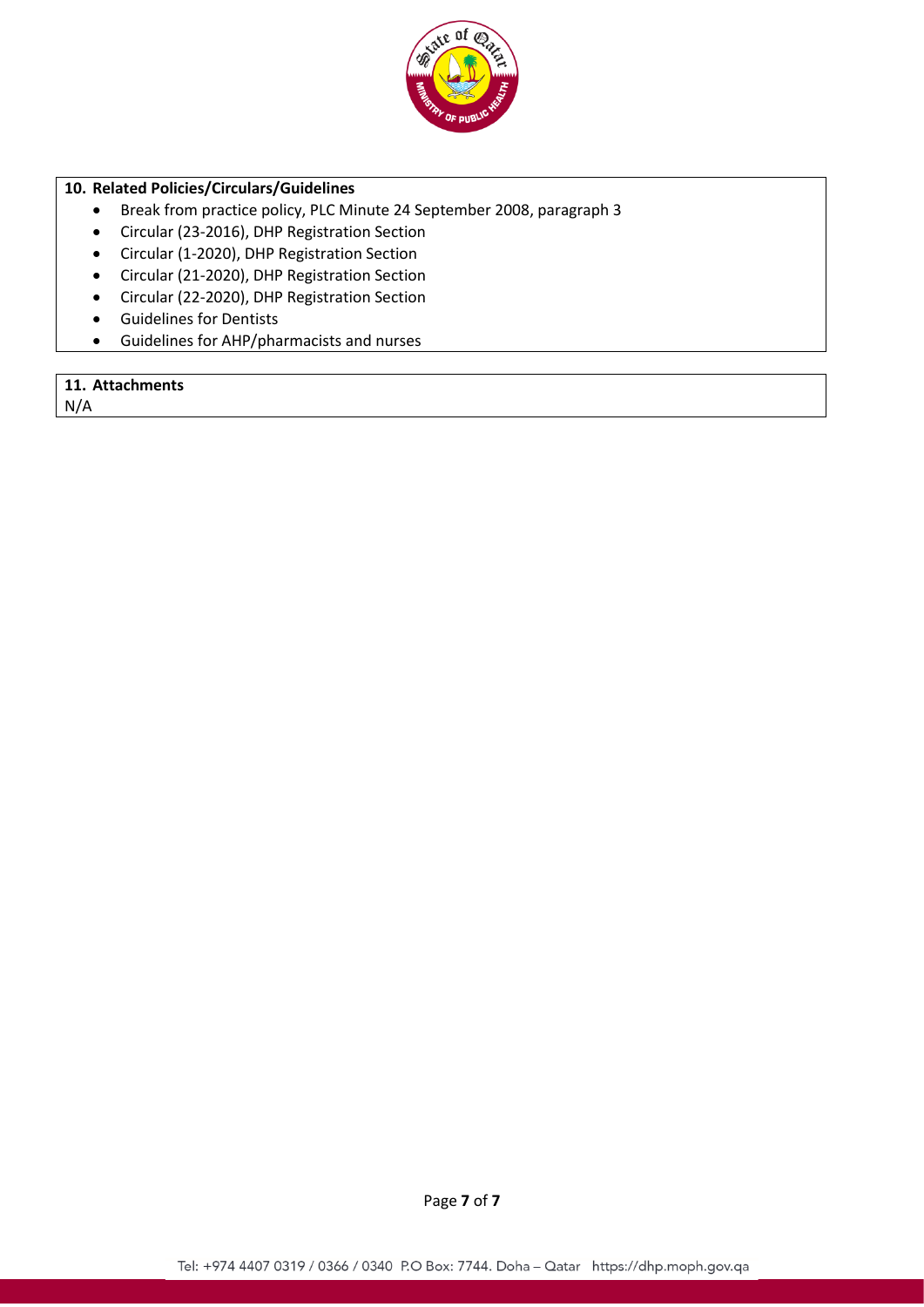## 10. Related Policies/Circulars/Guidelines

- Break from practice policy, PLC Minute 24 September 2008, paragraph 3
- Circular (23-2016), DHP Registration Section
- Circular (1-2020), DHP Registration Section
- Circular (21-2020), DHP Registration Section
- Circular (22-2020), DHP Registration Section
- Guidelines for Dentists
- Guidelines for AHP/pharmacists and nurses

## 11. Attachments

N/A